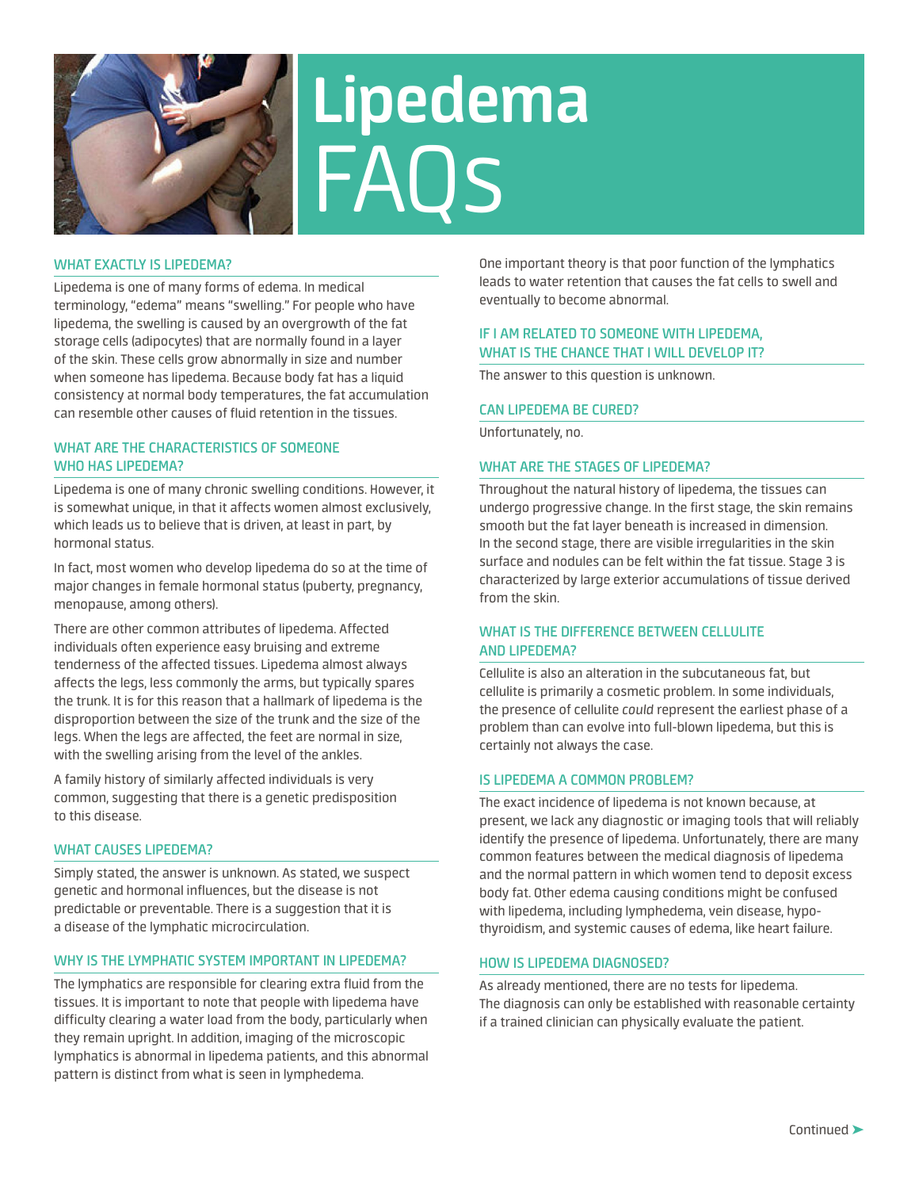# Lipedema FAQs

## WHAT EXACTLY IS LIPEDEMA?

Lipedema is one of many forms of edema. In medical terminology, "edema" means "swelling." For people who have lipedema, the swelling is caused by an overgrowth of the fat storage cells (adipocytes) that are normally found in a layer of the skin. These cells grow abnormally in size and number when someone has lipedema. Because body fat has a liquid consistency at normal body temperatures, the fat accumulation can resemble other causes of fluid retention in the tissues.

## WHAT ARE THE CHARACTERISTICS OF SOMEONE WHO HAS LIPEDEMA?

Lipedema is one of many chronic swelling conditions. However, it is somewhat unique, in that it affects women almost exclusively, which leads us to believe that is driven, at least in part, by hormonal status.

In fact, most women who develop lipedema do so at the time of major changes in female hormonal status (puberty, pregnancy, menopause, among others).

There are other common attributes of lipedema. Affected individuals often experience easy bruising and extreme tenderness of the affected tissues. Lipedema almost always affects the legs, less commonly the arms, but typically spares the trunk. It is for this reason that a hallmark of lipedema is the disproportion between the size of the trunk and the size of the legs. When the legs are affected, the feet are normal in size, with the swelling arising from the level of the ankles.

A family history of similarly affected individuals is very common, suggesting that there is a genetic predisposition to this disease.

## WHAT CAUSES LIPEDEMA?

Simply stated, the answer is unknown. As stated, we suspect genetic and hormonal influences, but the disease is not predictable or preventable. There is a suggestion that it is a disease of the lymphatic microcirculation.

## WHY IS THE LYMPHATIC SYSTEM IMPORTANT IN LIPEDEMA?

The lymphatics are responsible for clearing extra fluid from the tissues. It is important to note that people with lipedema have difficulty clearing a water load from the body, particularly when they remain upright. In addition, imaging of the microscopic lymphatics is abnormal in lipedema patients, and this abnormal pattern is distinct from what is seen in lymphedema.

One important theory is that poor function of the lymphatics leads to water retention that causes the fat cells to swell and eventually to become abnormal.

## IF I AM RELATED TO SOMEONE WITH LIPEDEMA, WHAT IS THE CHANCE THAT I WILL DEVELOP IT?

The answer to this question is unknown.

## CAN LIPEDEMA BE CURED?

Unfortunately, no.

## WHAT ARE THE STAGES OF LIPEDEMA?

Throughout the natural history of lipedema, the tissues can undergo progressive change. In the first stage, the skin remains smooth but the fat layer beneath is increased in dimension. In the second stage, there are visible irregularities in the skin surface and nodules can be felt within the fat tissue. Stage 3 is characterized by large exterior accumulations of tissue derived from the skin.

## WHAT IS THE DIFFERENCE BETWEEN CELLULITE AND LIPEDEMA?

Cellulite is also an alteration in the subcutaneous fat, but cellulite is primarily a cosmetic problem. In some individuals, the presence of cellulite *could* represent the earliest phase of a problem than can evolve into full-blown lipedema, but this is certainly not always the case.

## IS LIPEDEMA A COMMON PROBLEM?

The exact incidence of lipedema is not known because, at present, we lack any diagnostic or imaging tools that will reliably identify the presence of lipedema. Unfortunately, there are many common features between the medical diagnosis of lipedema and the normal pattern in which women tend to deposit excess body fat. Other edema causing conditions might be confused with lipedema, including lymphedema, vein disease, hypothyroidism, and systemic causes of edema, like heart failure.

## HOW IS LIPEDEMA DIAGNOSED?

As already mentioned, there are no tests for lipedema. The diagnosis can only be established with reasonable certainty if a trained clinician can physically evaluate the patient.

Continued ➤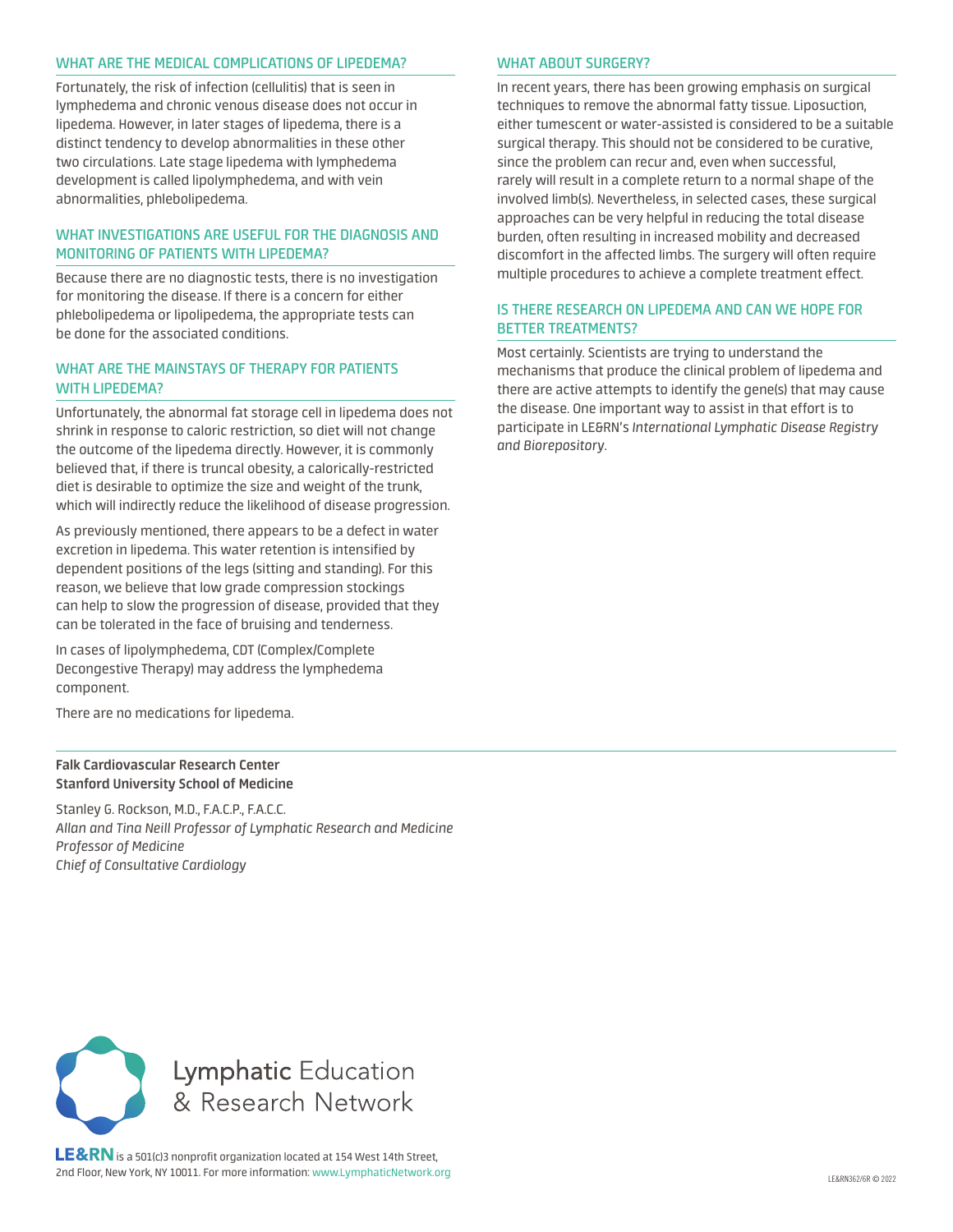## WHAT ARE THE MEDICAL COMPLICATIONS OF LIPEDEMA?

Fortunately, the risk of infection (cellulitis) that is seen in lymphedema and chronic venous disease does not occur in lipedema. However, in later stages of lipedema, there is a distinct tendency to develop abnormalities in these other two circulations. Late stage lipedema with lymphedema development is called lipolymphedema, and with vein abnormalities, phlebolipedema.

## WHAT INVESTIGATIONS ARE USEFUL FOR THE DIAGNOSIS AND MONITORING OF PATIENTS WITH LIPEDEMA?

Because there are no diagnostic tests, there is no investigation for monitoring the disease. If there is a concern for either phlebolipedema or lipolipedema, the appropriate tests can be done for the associated conditions.

## WHAT ARE THE MAINSTAYS OF THERAPY FOR PATIENTS WITH LIPEDEMA?

Unfortunately, the abnormal fat storage cell in lipedema does not shrink in response to caloric restriction, so diet will not change the outcome of the lipedema directly. However, it is commonly believed that, if there is truncal obesity, a calorically-restricted diet is desirable to optimize the size and weight of the trunk, which will indirectly reduce the likelihood of disease progression.

As previously mentioned, there appears to be a defect in water excretion in lipedema. This water retention is intensified by dependent positions of the legs (sitting and standing). For this reason, we believe that low grade compression stockings can help to slow the progression of disease, provided that they can be tolerated in the face of bruising and tenderness.

In cases of lipolymphedema, CDT (Complex/Complete Decongestive Therapy) may address the lymphedema component.

There are no medications for lipedema.

## WHAT ABOUT SURGERY?

In recent years, there has been growing emphasis on surgical techniques to remove the abnormal fatty tissue. Liposuction, either tumescent or water-assisted is considered to be a suitable surgical therapy. This should not be considered to be curative, since the problem can recur and, even when successful, rarely will result in a complete return to a normal shape of the involved limb(s). Nevertheless, in selected cases, these surgical approaches can be very helpful in reducing the total disease burden, often resulting in increased mobility and decreased discomfort in the affected limbs. The surgery will often require multiple procedures to achieve a complete treatment effect.

## IS THERE RESEARCH ON LIPEDEMA AND CAN WE HOPE FOR BETTER TREATMENTS?

Most certainly. Scientists are trying to understand the mechanisms that produce the clinical problem of lipedema and there are active attempts to identify the gene(s) that may cause the disease. One important way to assist in that effort is to participate in LE&RN's *International Lymphatic Disease Registry and Biorepository*.

---

**Falk Cardiovascular Research Center**
**Stanford University School of Medicine**

Stanley G. Rockson, M.D., F.A.C.P., F.A.C.C.
*Allan and Tina Neill Professor of Lymphatic Research and Medicine*
*Professor of Medicine*
*Chief of Consultative Cardiology*

Lymphatic Education & Research Network

**LE&RN** is a 501(c)3 nonprofit organization located at 154 West 14th Street, 2nd Floor, New York, NY 10011. For more information: www.LymphaticNetwork.org

LE&RN362/6R © 2022